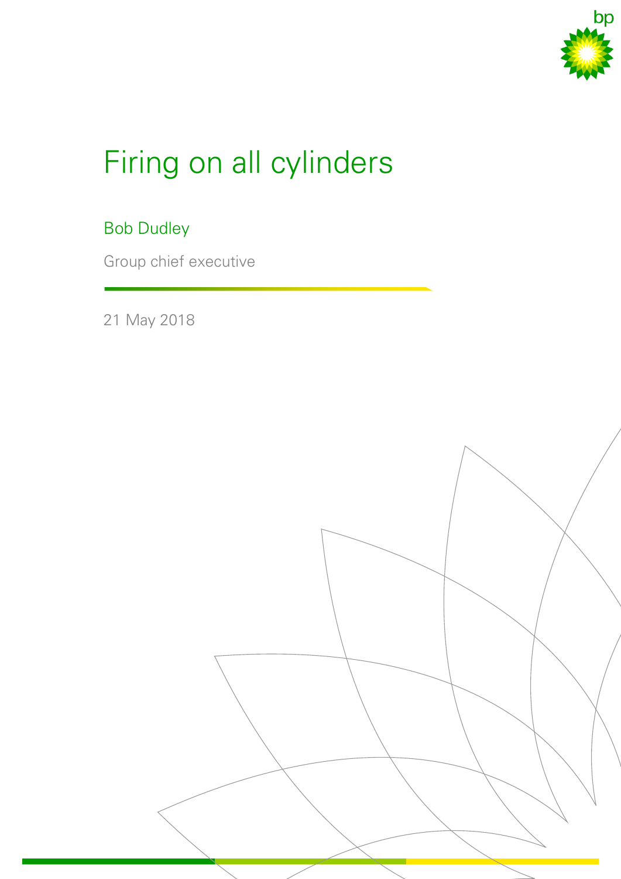# Firing on all cylinders

Bob Dudley

Group chief executive

21 May 2018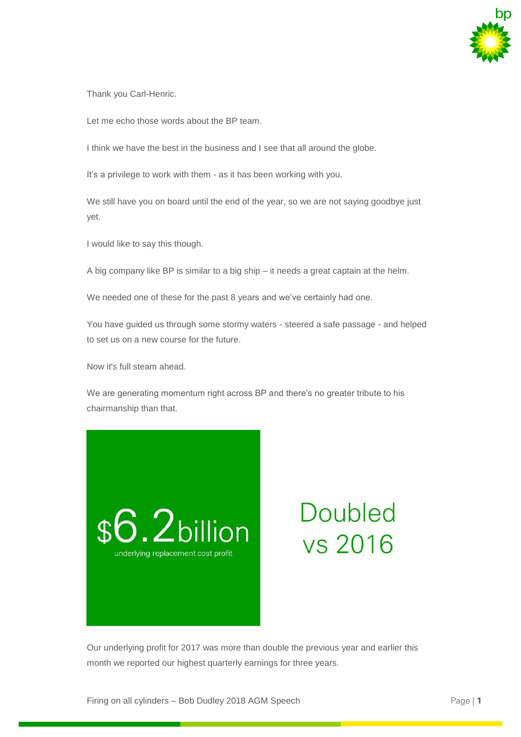Thank you Carl-Henric.

Let me echo those words about the BP team.

I think we have the best in the business and I see that all around the globe.

It's a privilege to work with them - as it has been working with you.

We still have you on board until the end of the year, so we are not saying goodbye just yet.

I would like to say this though.

A big company like BP is similar to a big ship – it needs a great captain at the helm.

We needed one of these for the past 8 years and we've certainly had one.

You have guided us through some stormy waters - steered a safe passage - and helped to set us on a new course for the future.

Now it's full steam ahead.

We are generating momentum right across BP and there's no greater tribute to his chairmanship than that.

$6.2billion
underlying replacement cost profit

Doubled vs 2016

Our underlying profit for 2017 was more than double the previous year and earlier this month we reported our highest quarterly earnings for three years.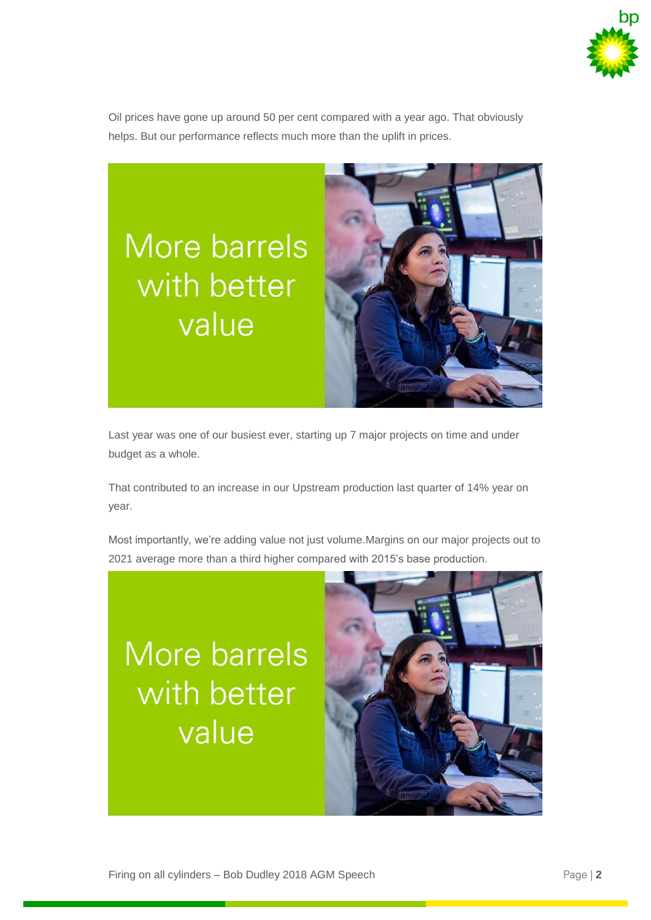Oil prices have gone up around 50 per cent compared with a year ago. That obviously helps. But our performance reflects much more than the uplift in prices.

More barrels with better value

Last year was one of our busiest ever, starting up 7 major projects on time and under budget as a whole.

That contributed to an increase in our Upstream production last quarter of 14% year on year.

Most importantly, we're adding value not just volume.Margins on our major projects out to 2021 average more than a third higher compared with 2015's base production.

More barrels with better value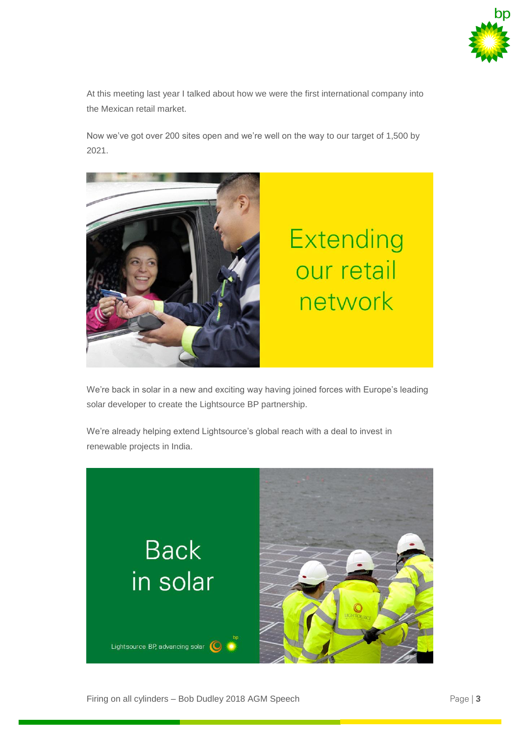At this meeting last year I talked about how we were the first international company into the Mexican retail market.

Now we've got over 200 sites open and we're well on the way to our target of 1,500 by 2021.

We're back in solar in a new and exciting way having joined forces with Europe's leading solar developer to create the Lightsource BP partnership.

We're already helping extend Lightsource's global reach with a deal to invest in renewable projects in India.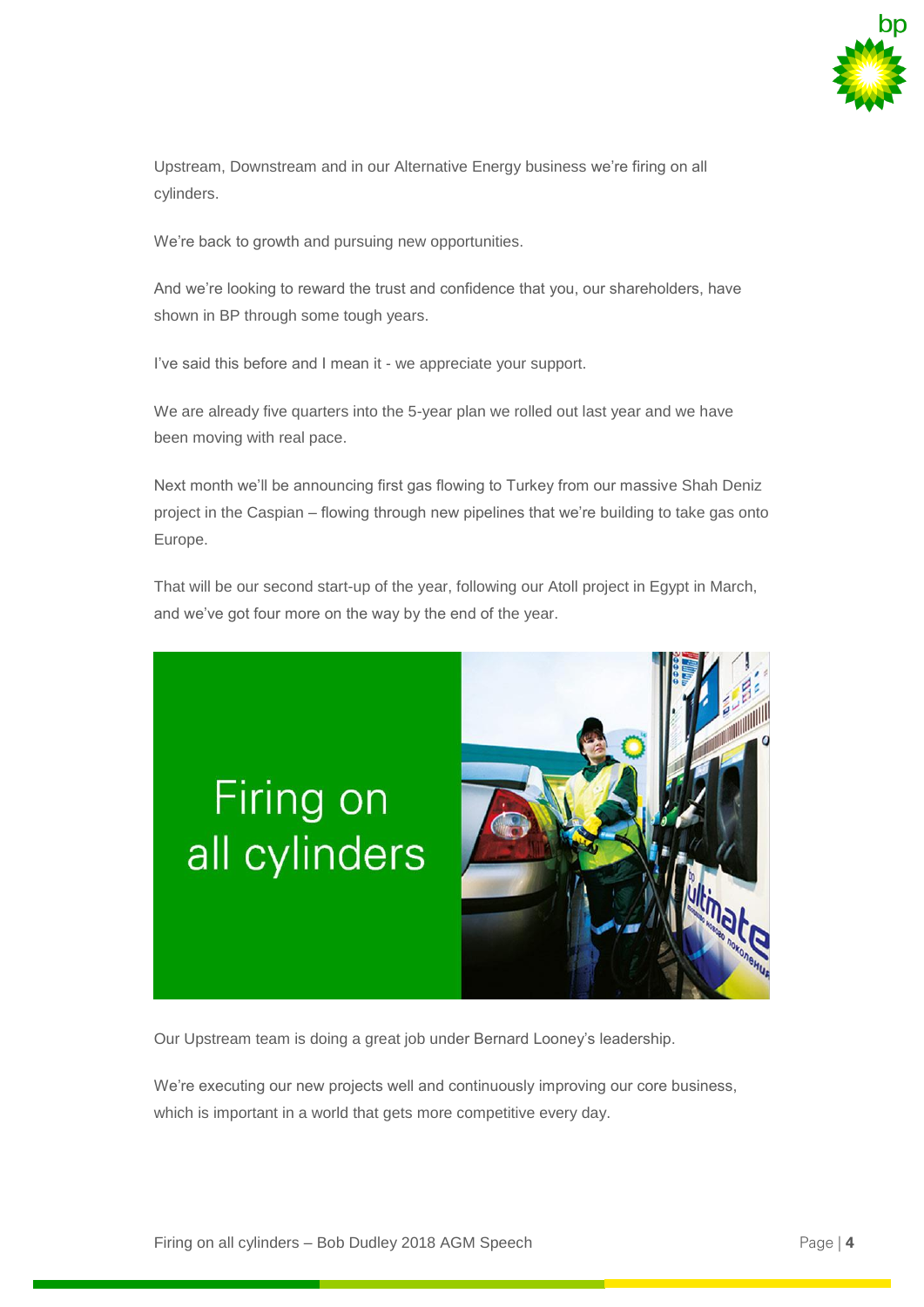Upstream, Downstream and in our Alternative Energy business we're firing on all cylinders.

We're back to growth and pursuing new opportunities.

And we're looking to reward the trust and confidence that you, our shareholders, have shown in BP through some tough years.

I've said this before and I mean it - we appreciate your support.

We are already five quarters into the 5-year plan we rolled out last year and we have been moving with real pace.

Next month we'll be announcing first gas flowing to Turkey from our massive Shah Deniz project in the Caspian – flowing through new pipelines that we're building to take gas onto Europe.

That will be our second start-up of the year, following our Atoll project in Egypt in March, and we've got four more on the way by the end of the year.

Firing on all cylinders

Our Upstream team is doing a great job under Bernard Looney's leadership.

We're executing our new projects well and continuously improving our core business, which is important in a world that gets more competitive every day.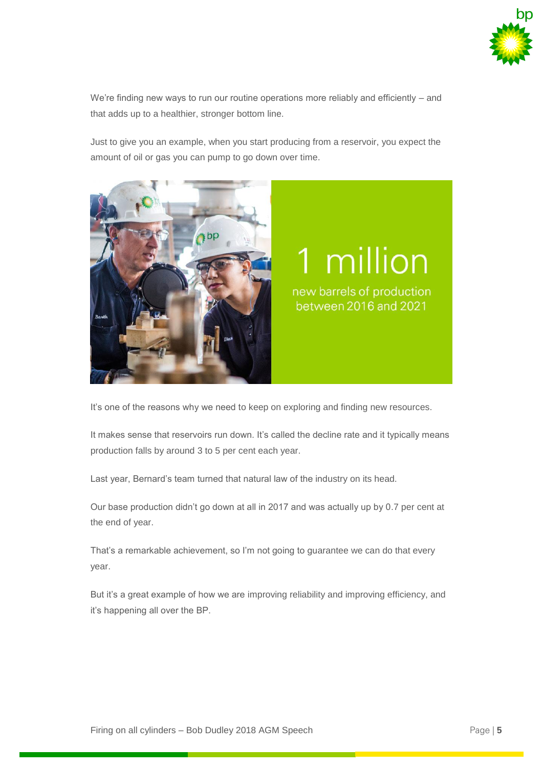We're finding new ways to run our routine operations more reliably and efficiently – and that adds up to a healthier, stronger bottom line.

Just to give you an example, when you start producing from a reservoir, you expect the amount of oil or gas you can pump to go down over time.

1 million

new barrels of production between 2016 and 2021

It's one of the reasons why we need to keep on exploring and finding new resources.

It makes sense that reservoirs run down. It's called the decline rate and it typically means production falls by around 3 to 5 per cent each year.

Last year, Bernard's team turned that natural law of the industry on its head.

Our base production didn't go down at all in 2017 and was actually up by 0.7 per cent at the end of year.

That's a remarkable achievement, so I'm not going to guarantee we can do that every year.

But it's a great example of how we are improving reliability and improving efficiency, and it's happening all over the BP.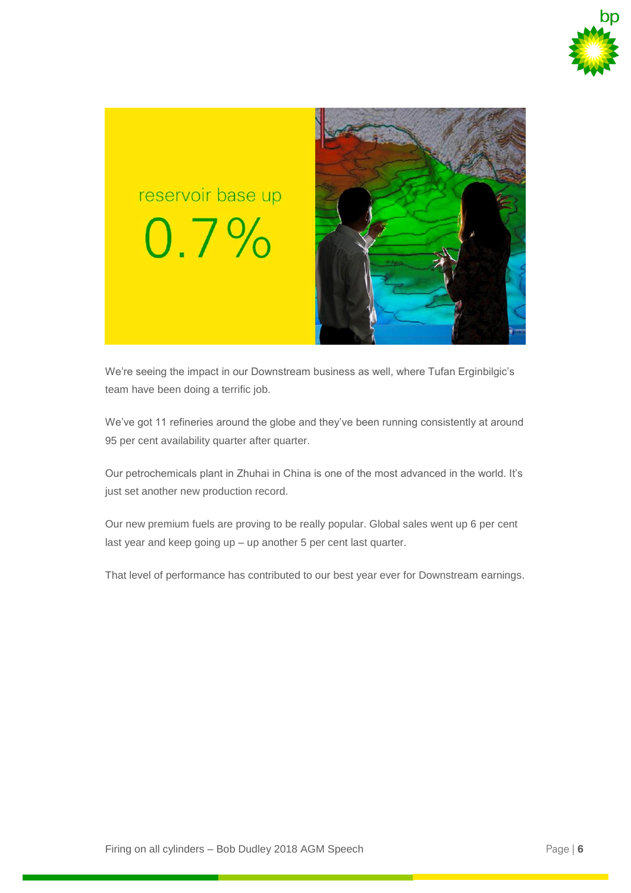reservoir base up

0.7%

We're seeing the impact in our Downstream business as well, where Tufan Erginbilgic's team have been doing a terrific job.

We've got 11 refineries around the globe and they've been running consistently at around 95 per cent availability quarter after quarter.

Our petrochemicals plant in Zhuhai in China is one of the most advanced in the world. It's just set another new production record.

Our new premium fuels are proving to be really popular. Global sales went up 6 per cent last year and keep going up – up another 5 per cent last quarter.

That level of performance has contributed to our best year ever for Downstream earnings.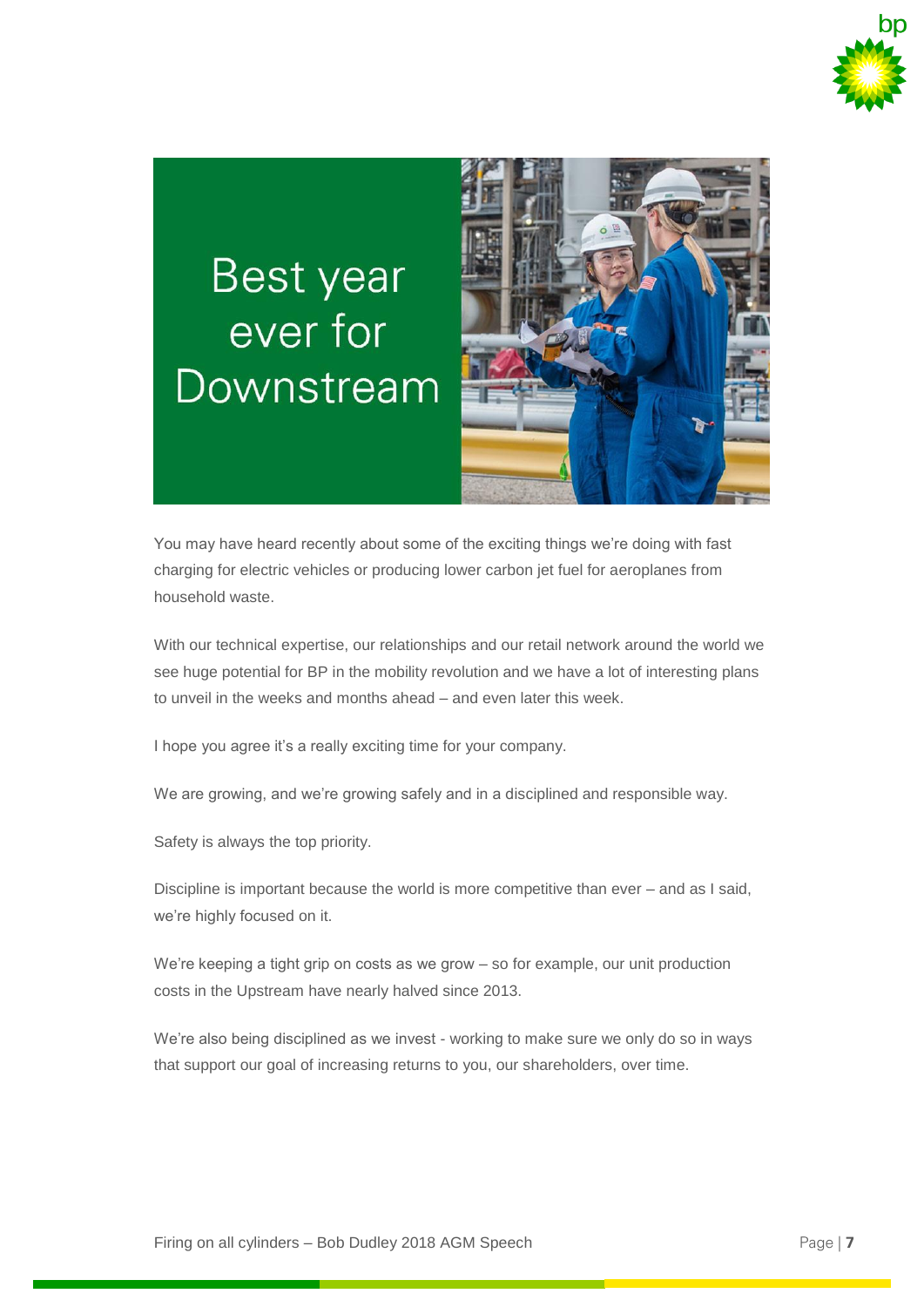# Best year ever for Downstream

You may have heard recently about some of the exciting things we're doing with fast charging for electric vehicles or producing lower carbon jet fuel for aeroplanes from household waste.

With our technical expertise, our relationships and our retail network around the world we see huge potential for BP in the mobility revolution and we have a lot of interesting plans to unveil in the weeks and months ahead – and even later this week.

I hope you agree it's a really exciting time for your company.

We are growing, and we're growing safely and in a disciplined and responsible way.

Safety is always the top priority.

Discipline is important because the world is more competitive than ever – and as I said, we're highly focused on it.

We're keeping a tight grip on costs as we grow – so for example, our unit production costs in the Upstream have nearly halved since 2013.

We're also being disciplined as we invest - working to make sure we only do so in ways that support our goal of increasing returns to you, our shareholders, over time.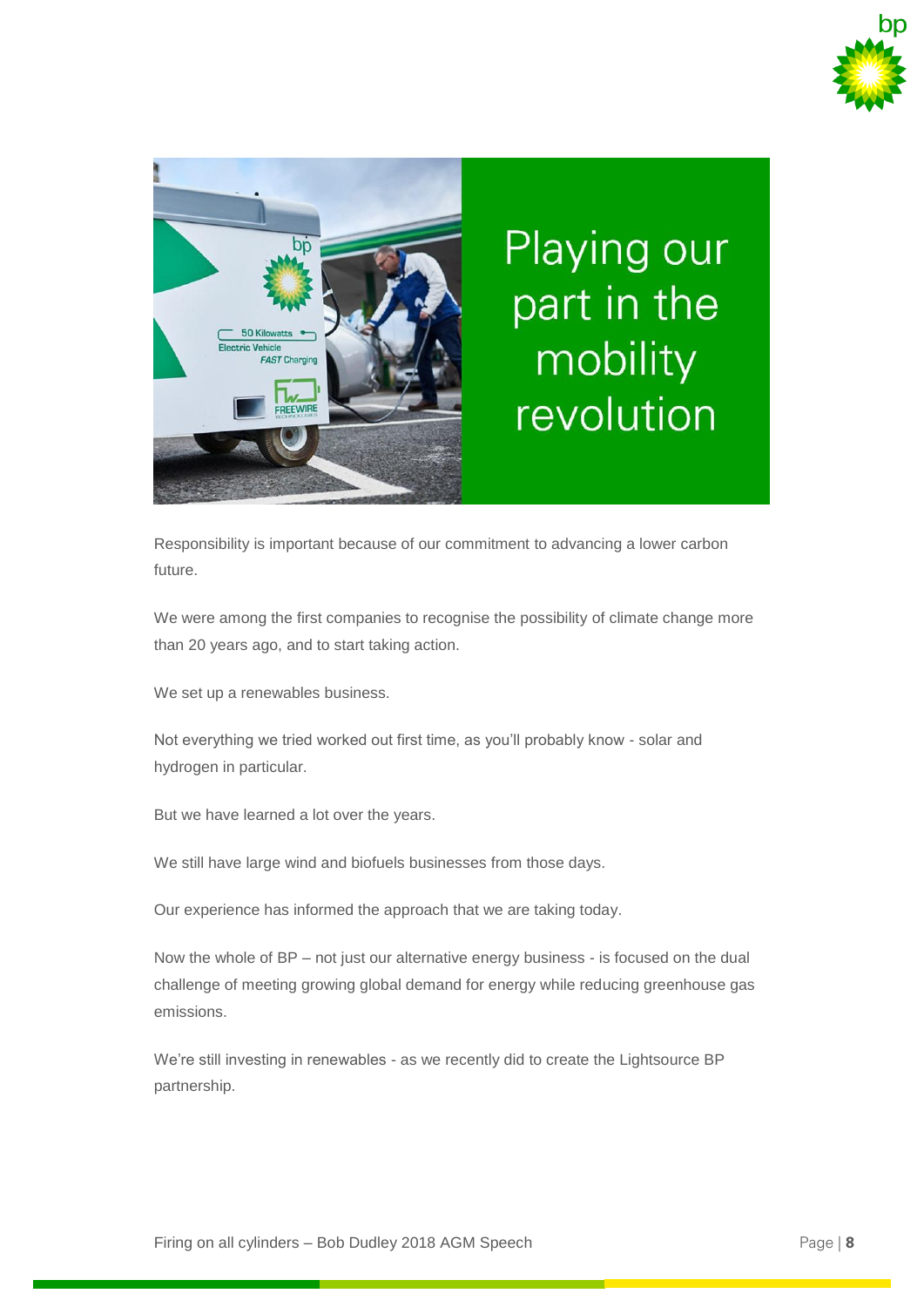# Playing our part in the mobility revolution

Responsibility is important because of our commitment to advancing a lower carbon future.

We were among the first companies to recognise the possibility of climate change more than 20 years ago, and to start taking action.

We set up a renewables business.

Not everything we tried worked out first time, as you'll probably know - solar and hydrogen in particular.

But we have learned a lot over the years.

We still have large wind and biofuels businesses from those days.

Our experience has informed the approach that we are taking today.

Now the whole of BP – not just our alternative energy business - is focused on the dual challenge of meeting growing global demand for energy while reducing greenhouse gas emissions.

We're still investing in renewables - as we recently did to create the Lightsource BP partnership.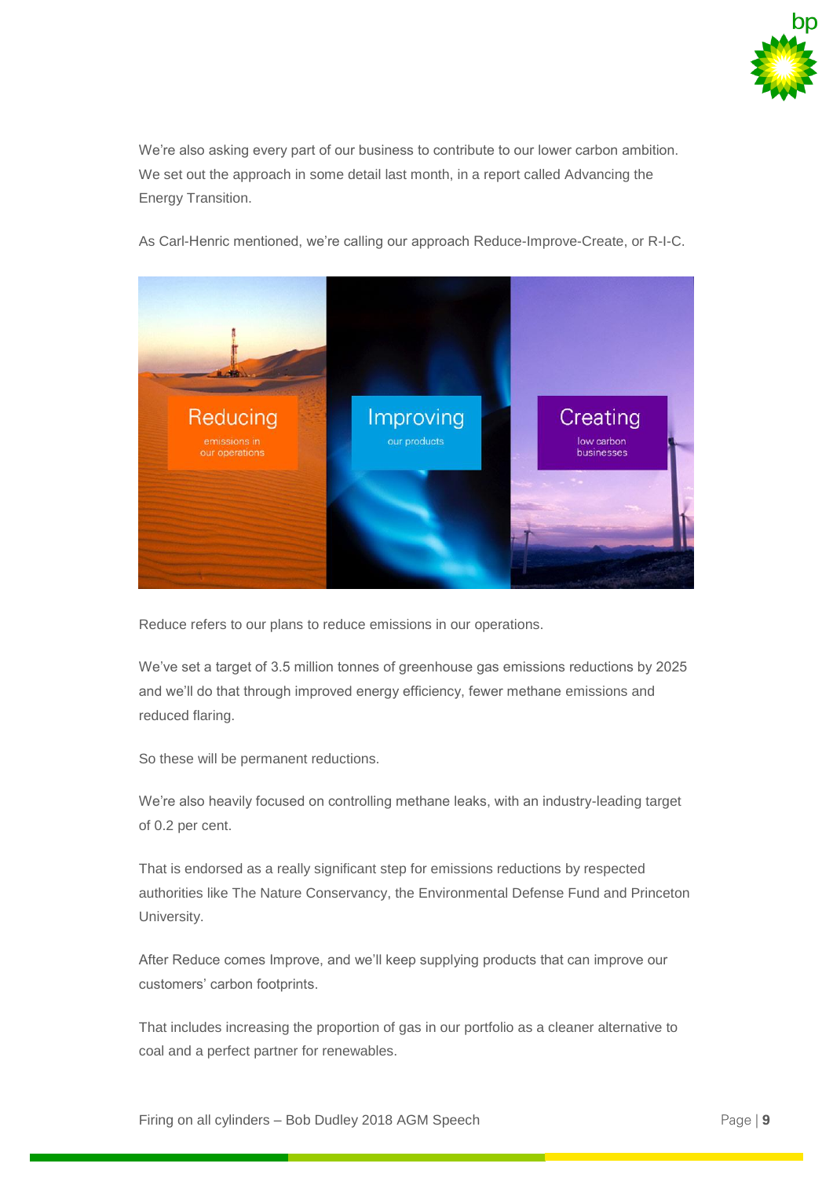We're also asking every part of our business to contribute to our lower carbon ambition. We set out the approach in some detail last month, in a report called Advancing the Energy Transition.

As Carl-Henric mentioned, we're calling our approach Reduce-Improve-Create, or R-I-C.

Reducing emissions in our operations | Improving our products | Creating low carbon businesses

Reduce refers to our plans to reduce emissions in our operations.

We've set a target of 3.5 million tonnes of greenhouse gas emissions reductions by 2025 and we'll do that through improved energy efficiency, fewer methane emissions and reduced flaring.

So these will be permanent reductions.

We're also heavily focused on controlling methane leaks, with an industry-leading target of 0.2 per cent.

That is endorsed as a really significant step for emissions reductions by respected authorities like The Nature Conservancy, the Environmental Defense Fund and Princeton University.

After Reduce comes Improve, and we'll keep supplying products that can improve our customers' carbon footprints.

That includes increasing the proportion of gas in our portfolio as a cleaner alternative to coal and a perfect partner for renewables.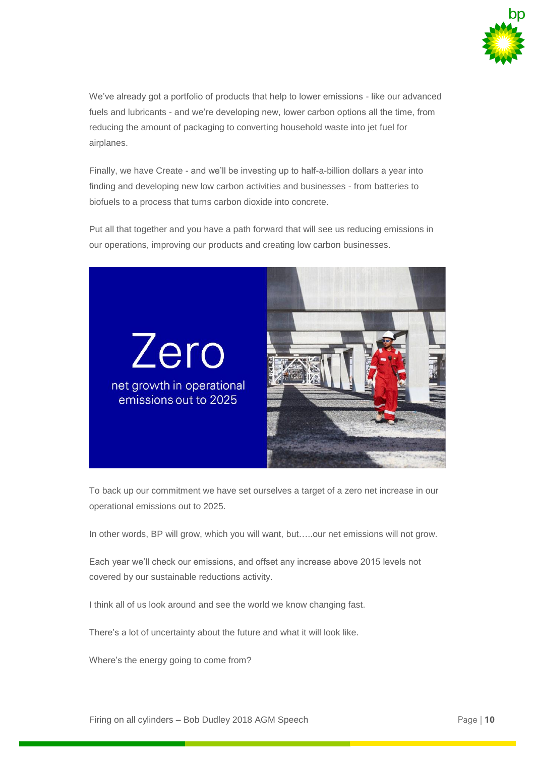We've already got a portfolio of products that help to lower emissions - like our advanced fuels and lubricants - and we're developing new, lower carbon options all the time, from reducing the amount of packaging to converting household waste into jet fuel for airplanes.

Finally, we have Create - and we'll be investing up to half-a-billion dollars a year into finding and developing new low carbon activities and businesses - from batteries to biofuels to a process that turns carbon dioxide into concrete.

Put all that together and you have a path forward that will see us reducing emissions in our operations, improving our products and creating low carbon businesses.

Zero

net growth in operational emissions out to 2025

To back up our commitment we have set ourselves a target of a zero net increase in our operational emissions out to 2025.

In other words, BP will grow, which you will want, but…..our net emissions will not grow.

Each year we'll check our emissions, and offset any increase above 2015 levels not covered by our sustainable reductions activity.

I think all of us look around and see the world we know changing fast.

There's a lot of uncertainty about the future and what it will look like.

Where's the energy going to come from?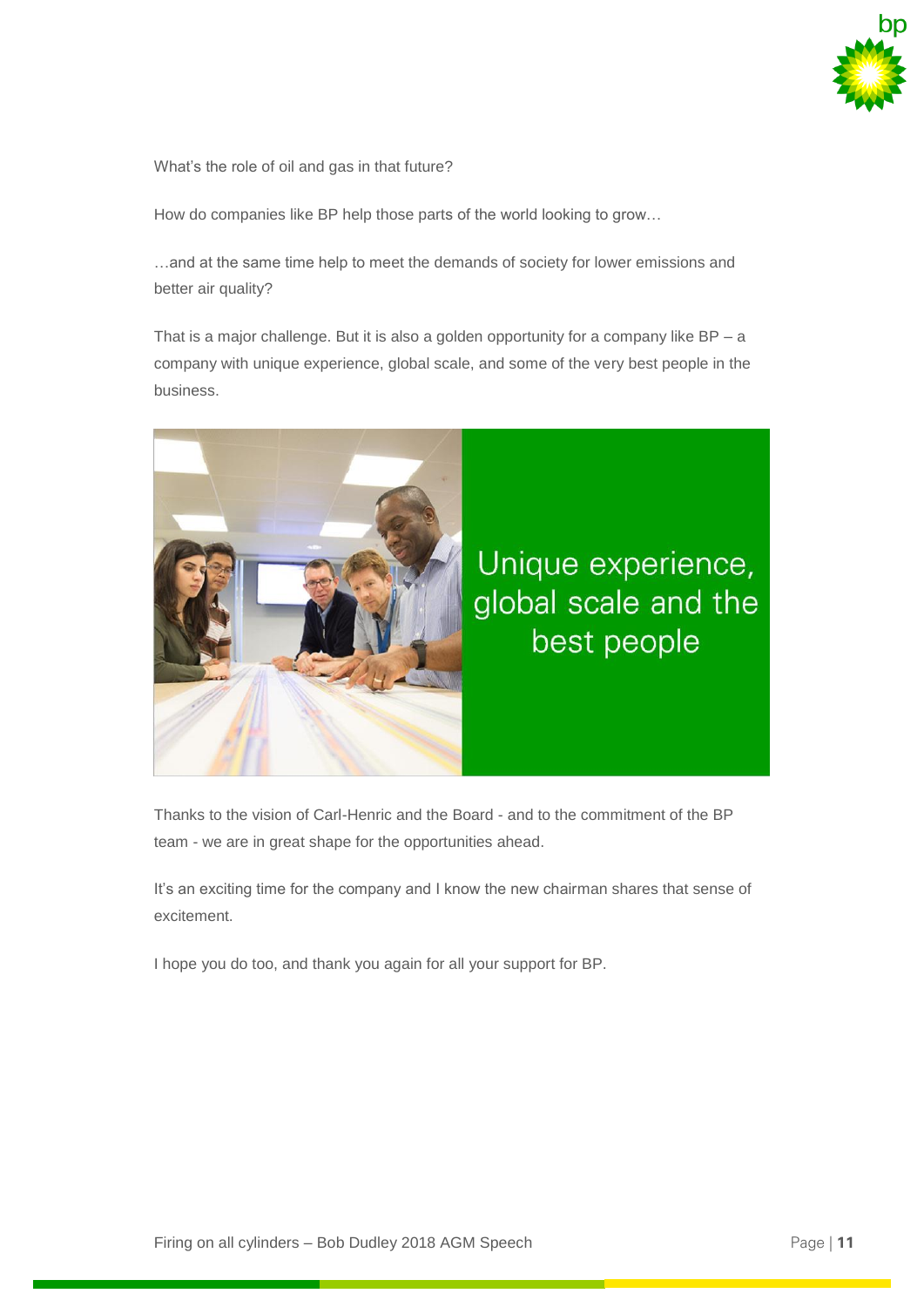What's the role of oil and gas in that future?

How do companies like BP help those parts of the world looking to grow…

…and at the same time help to meet the demands of society for lower emissions and better air quality?

That is a major challenge. But it is also a golden opportunity for a company like BP – a company with unique experience, global scale, and some of the very best people in the business.

Unique experience, global scale and the best people

Thanks to the vision of Carl-Henric and the Board - and to the commitment of the BP team - we are in great shape for the opportunities ahead.

It's an exciting time for the company and I know the new chairman shares that sense of excitement.

I hope you do too, and thank you again for all your support for BP.